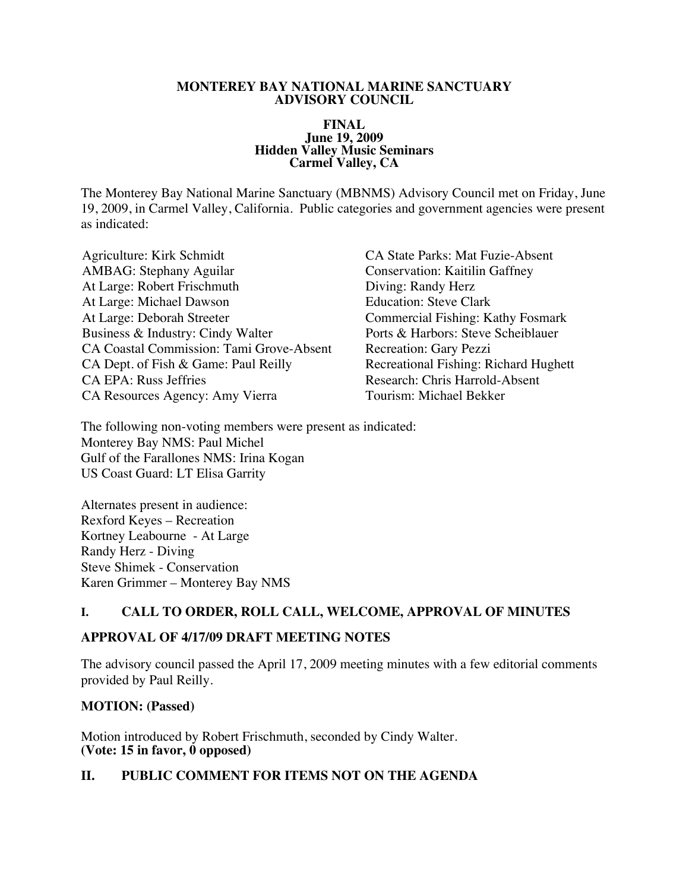# MONTEREY BAY NATIONAL MARINE SANCTUARY ADVISORY COUNCIL

**FINAL**
**June 19, 2009**
**Hidden Valley Music Seminars**
**Carmel Valley, CA**

The Monterey Bay National Marine Sanctuary (MBNMS) Advisory Council met on Friday, June 19, 2009, in Carmel Valley, California. Public categories and government agencies were present as indicated:

Agriculture: Kirk Schmidt
AMBAG: Stephany Aguilar
At Large: Robert Frischmuth
At Large: Michael Dawson
At Large: Deborah Streeter
Business & Industry: Cindy Walter
CA Coastal Commission: Tami Grove-Absent
CA Dept. of Fish & Game: Paul Reilly
CA EPA: Russ Jeffries
CA Resources Agency: Amy Vierra
CA State Parks: Mat Fuzie-Absent
Conservation: Kaitilin Gaffney
Diving: Randy Herz
Education: Steve Clark
Commercial Fishing: Kathy Fosmark
Ports & Harbors: Steve Scheiblauer
Recreation: Gary Pezzi
Recreational Fishing: Richard Hughett
Research: Chris Harrold-Absent
Tourism: Michael Bekker

The following non-voting members were present as indicated:
Monterey Bay NMS: Paul Michel
Gulf of the Farallones NMS: Irina Kogan
US Coast Guard: LT Elisa Garrity

Alternates present in audience:
Rexford Keyes – Recreation
Kortney Leabourne - At Large
Randy Herz - Diving
Steve Shimek - Conservation
Karen Grimmer – Monterey Bay NMS

## I. CALL TO ORDER, ROLL CALL, WELCOME, APPROVAL OF MINUTES

### APPROVAL OF 4/17/09 DRAFT MEETING NOTES

The advisory council passed the April 17, 2009 meeting minutes with a few editorial comments provided by Paul Reilly.

**MOTION: (Passed)**

Motion introduced by Robert Frischmuth, seconded by Cindy Walter.
**(Vote: 15 in favor, 0 opposed)**

## II. PUBLIC COMMENT FOR ITEMS NOT ON THE AGENDA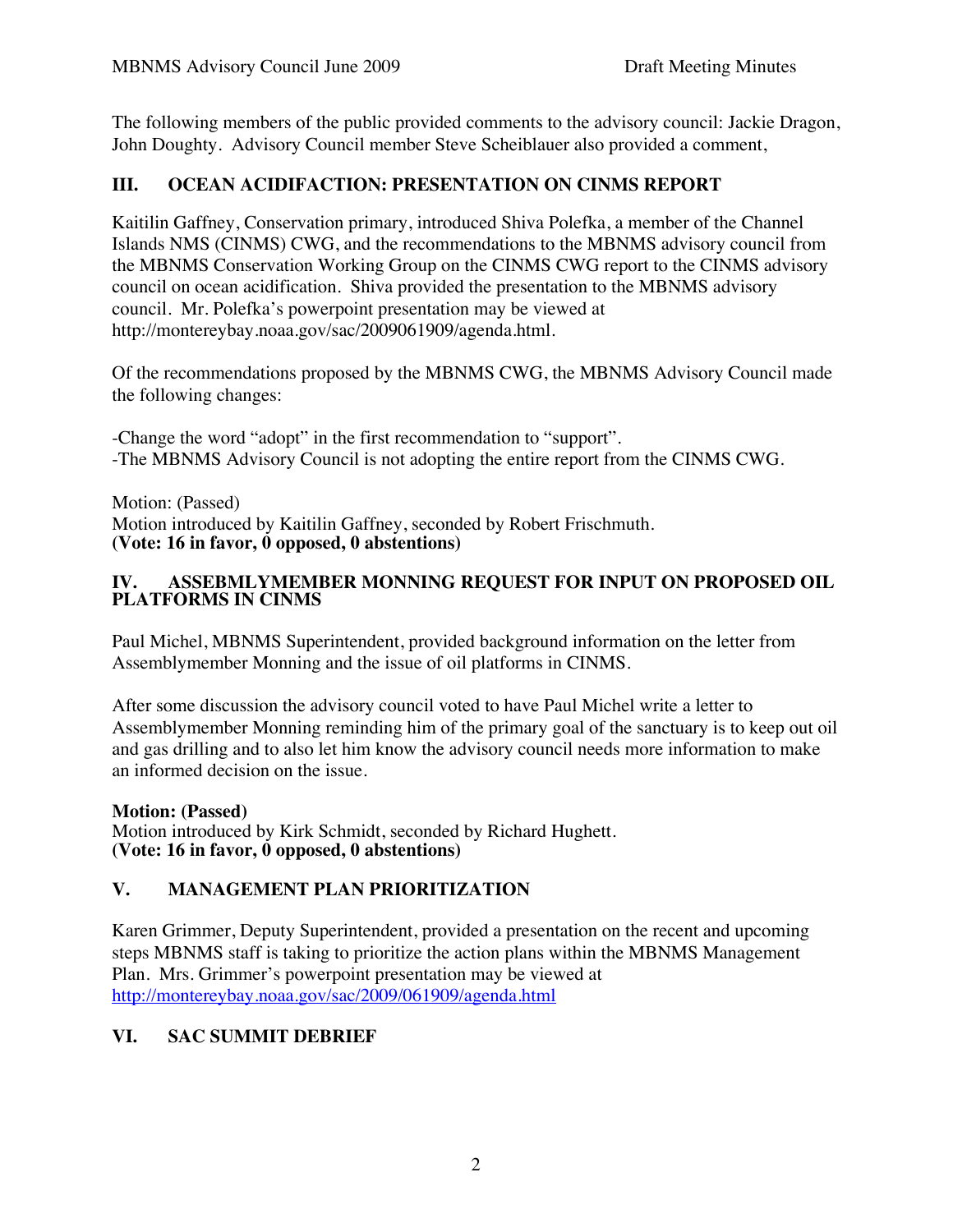The following members of the public provided comments to the advisory council: Jackie Dragon, John Doughty. Advisory Council member Steve Scheiblauer also provided a comment,

## III. OCEAN ACIDIFACTION: PRESENTATION ON CINMS REPORT

Kaitilin Gaffney, Conservation primary, introduced Shiva Polefka, a member of the Channel Islands NMS (CINMS) CWG, and the recommendations to the MBNMS advisory council from the MBNMS Conservation Working Group on the CINMS CWG report to the CINMS advisory council on ocean acidification. Shiva provided the presentation to the MBNMS advisory council. Mr. Polefka's powerpoint presentation may be viewed at http://montereybay.noaa.gov/sac/2009061909/agenda.html.

Of the recommendations proposed by the MBNMS CWG, the MBNMS Advisory Council made the following changes:

-Change the word "adopt" in the first recommendation to "support".
-The MBNMS Advisory Council is not adopting the entire report from the CINMS CWG.

Motion: (Passed)
Motion introduced by Kaitilin Gaffney, seconded by Robert Frischmuth.
**(Vote: 16 in favor, 0 opposed, 0 abstentions)**

## IV. ASSEBMLYMEMBER MONNING REQUEST FOR INPUT ON PROPOSED OIL PLATFORMS IN CINMS

Paul Michel, MBNMS Superintendent, provided background information on the letter from Assemblymember Monning and the issue of oil platforms in CINMS.

After some discussion the advisory council voted to have Paul Michel write a letter to Assemblymember Monning reminding him of the primary goal of the sanctuary is to keep out oil and gas drilling and to also let him know the advisory council needs more information to make an informed decision on the issue.

**Motion: (Passed)**
Motion introduced by Kirk Schmidt, seconded by Richard Hughett.
**(Vote: 16 in favor, 0 opposed, 0 abstentions)**

## V. MANAGEMENT PLAN PRIORITIZATION

Karen Grimmer, Deputy Superintendent, provided a presentation on the recent and upcoming steps MBNMS staff is taking to prioritize the action plans within the MBNMS Management Plan. Mrs. Grimmer's powerpoint presentation may be viewed at http://montereybay.noaa.gov/sac/2009/061909/agenda.html

## VI. SAC SUMMIT DEBRIEF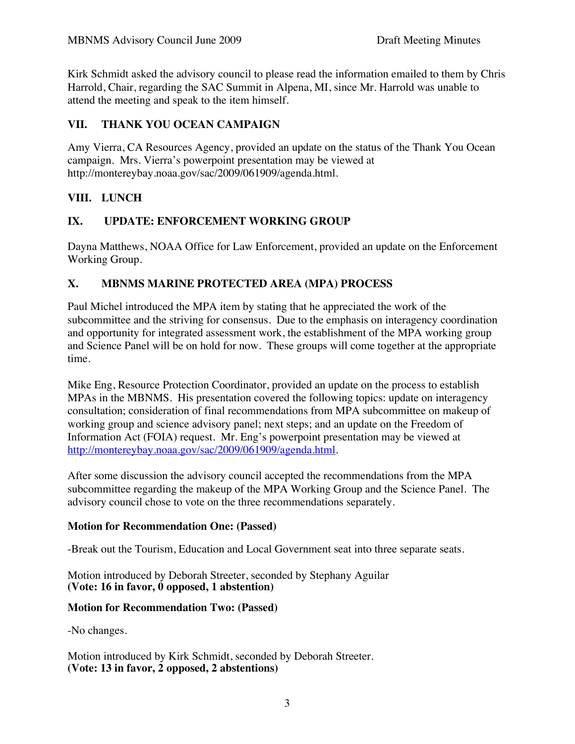Kirk Schmidt asked the advisory council to please read the information emailed to them by Chris Harrold, Chair, regarding the SAC Summit in Alpena, MI, since Mr. Harrold was unable to attend the meeting and speak to the item himself.

## VII. THANK YOU OCEAN CAMPAIGN

Amy Vierra, CA Resources Agency, provided an update on the status of the Thank You Ocean campaign. Mrs. Vierra's powerpoint presentation may be viewed at http://montereybay.noaa.gov/sac/2009/061909/agenda.html.

## VIII. LUNCH

## IX. UPDATE: ENFORCEMENT WORKING GROUP

Dayna Matthews, NOAA Office for Law Enforcement, provided an update on the Enforcement Working Group.

## X. MBNMS MARINE PROTECTED AREA (MPA) PROCESS

Paul Michel introduced the MPA item by stating that he appreciated the work of the subcommittee and the striving for consensus. Due to the emphasis on interagency coordination and opportunity for integrated assessment work, the establishment of the MPA working group and Science Panel will be on hold for now. These groups will come together at the appropriate time.

Mike Eng, Resource Protection Coordinator, provided an update on the process to establish MPAs in the MBNMS. His presentation covered the following topics: update on interagency consultation; consideration of final recommendations from MPA subcommittee on makeup of working group and science advisory panel; next steps; and an update on the Freedom of Information Act (FOIA) request. Mr. Eng's powerpoint presentation may be viewed at http://montereybay.noaa.gov/sac/2009/061909/agenda.html.

After some discussion the advisory council accepted the recommendations from the MPA subcommittee regarding the makeup of the MPA Working Group and the Science Panel. The advisory council chose to vote on the three recommendations separately.

**Motion for Recommendation One: (Passed)**

-Break out the Tourism, Education and Local Government seat into three separate seats.

Motion introduced by Deborah Streeter, seconded by Stephany Aguilar
**(Vote: 16 in favor, 0 opposed, 1 abstention)**

**Motion for Recommendation Two: (Passed)**

-No changes.

Motion introduced by Kirk Schmidt, seconded by Deborah Streeter.
**(Vote: 13 in favor, 2 opposed, 2 abstentions)**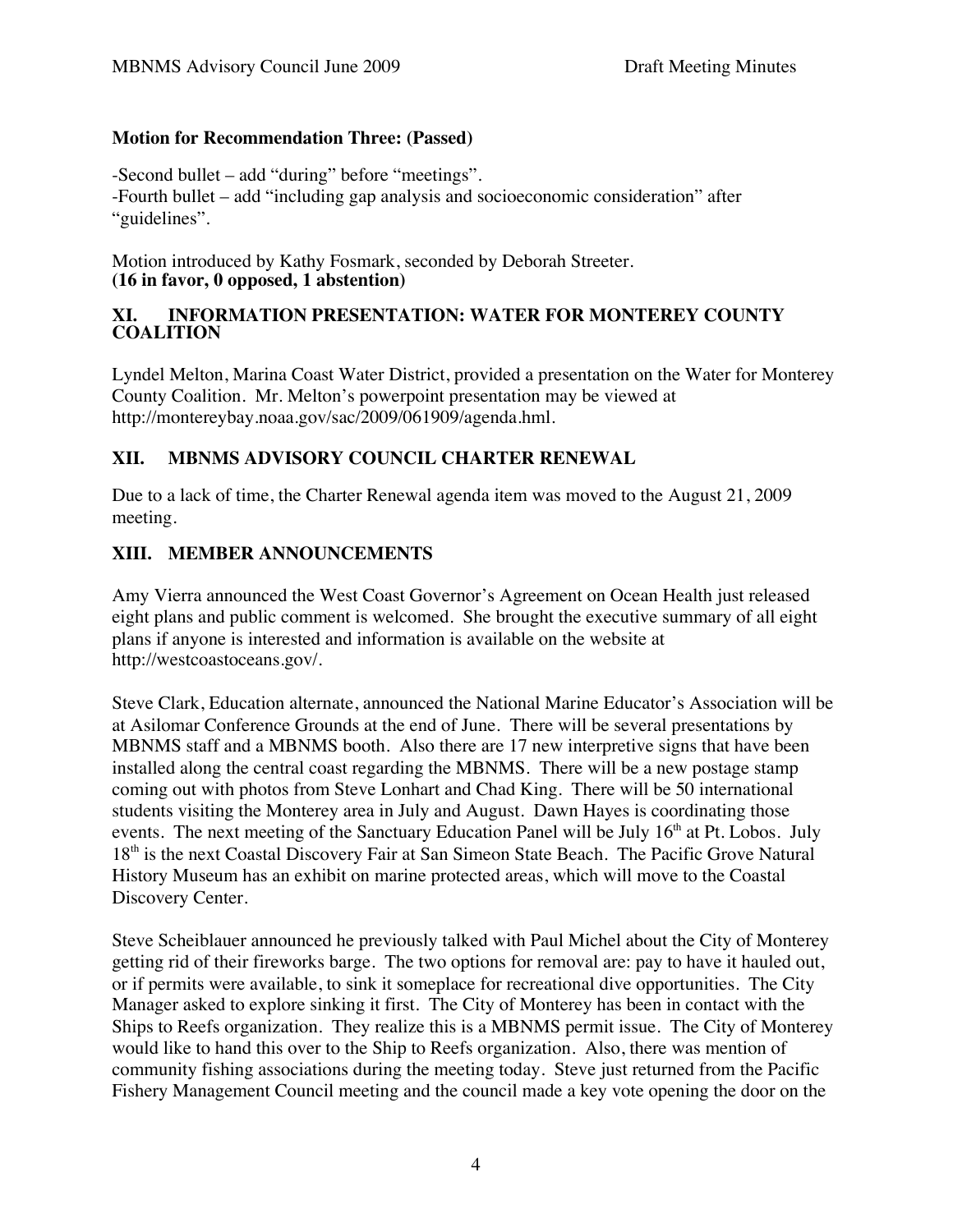**Motion for Recommendation Three: (Passed)**

-Second bullet – add "during" before "meetings".
-Fourth bullet – add "including gap analysis and socioeconomic consideration" after "guidelines".

Motion introduced by Kathy Fosmark, seconded by Deborah Streeter.
**(16 in favor, 0 opposed, 1 abstention)**

## XI. INFORMATION PRESENTATION: WATER FOR MONTEREY COUNTY COALITION

Lyndel Melton, Marina Coast Water District, provided a presentation on the Water for Monterey County Coalition. Mr. Melton's powerpoint presentation may be viewed at http://montereybay.noaa.gov/sac/2009/061909/agenda.hml.

## XII. MBNMS ADVISORY COUNCIL CHARTER RENEWAL

Due to a lack of time, the Charter Renewal agenda item was moved to the August 21, 2009 meeting.

## XIII. MEMBER ANNOUNCEMENTS

Amy Vierra announced the West Coast Governor's Agreement on Ocean Health just released eight plans and public comment is welcomed. She brought the executive summary of all eight plans if anyone is interested and information is available on the website at http://westcoastoceans.gov/.

Steve Clark, Education alternate, announced the National Marine Educator's Association will be at Asilomar Conference Grounds at the end of June. There will be several presentations by MBNMS staff and a MBNMS booth. Also there are 17 new interpretive signs that have been installed along the central coast regarding the MBNMS. There will be a new postage stamp coming out with photos from Steve Lonhart and Chad King. There will be 50 international students visiting the Monterey area in July and August. Dawn Hayes is coordinating those events. The next meeting of the Sanctuary Education Panel will be July 16th at Pt. Lobos. July 18th is the next Coastal Discovery Fair at San Simeon State Beach. The Pacific Grove Natural History Museum has an exhibit on marine protected areas, which will move to the Coastal Discovery Center.

Steve Scheiblauer announced he previously talked with Paul Michel about the City of Monterey getting rid of their fireworks barge. The two options for removal are: pay to have it hauled out, or if permits were available, to sink it someplace for recreational dive opportunities. The City Manager asked to explore sinking it first. The City of Monterey has been in contact with the Ships to Reefs organization. They realize this is a MBNMS permit issue. The City of Monterey would like to hand this over to the Ship to Reefs organization. Also, there was mention of community fishing associations during the meeting today. Steve just returned from the Pacific Fishery Management Council meeting and the council made a key vote opening the door on the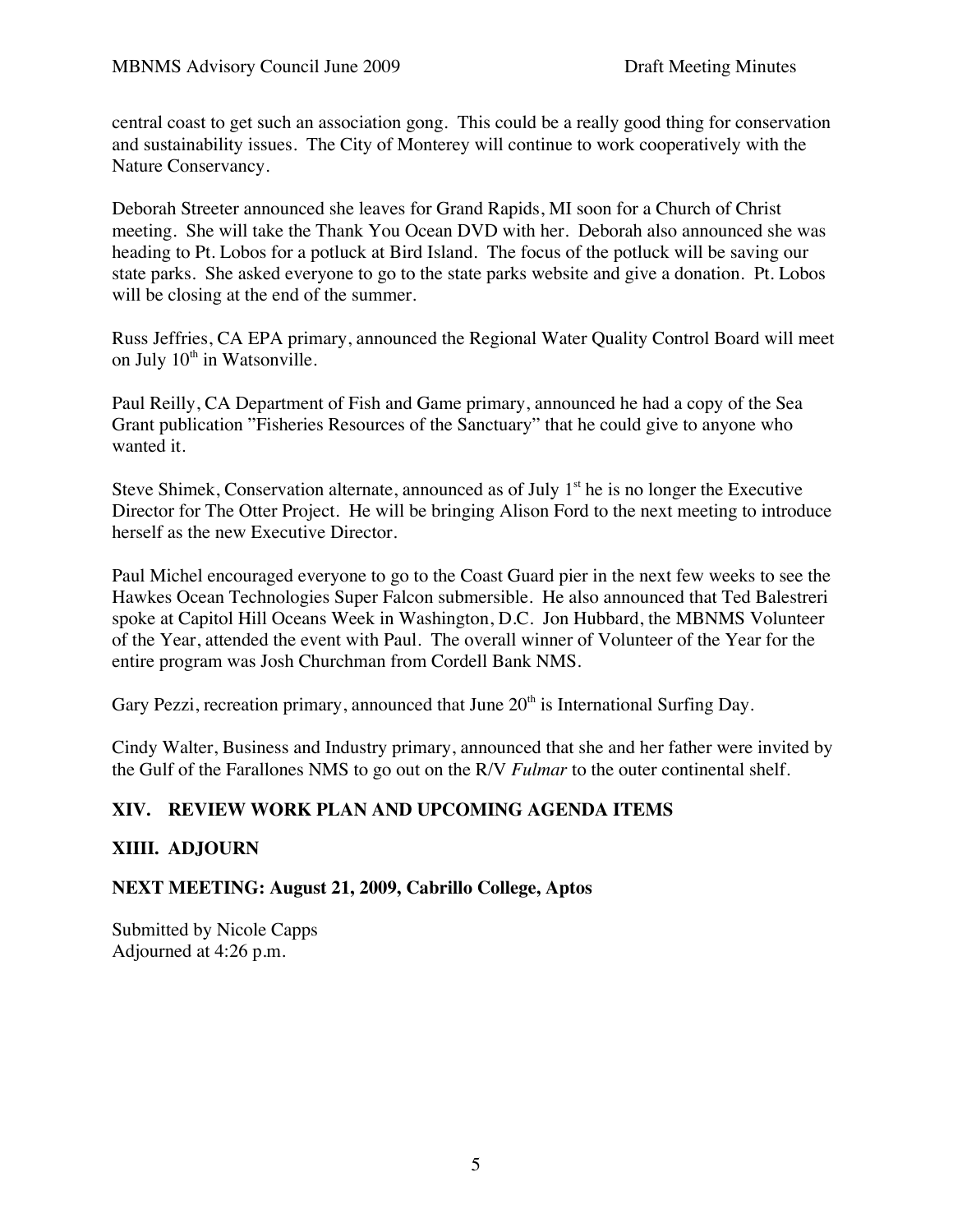central coast to get such an association gong. This could be a really good thing for conservation and sustainability issues. The City of Monterey will continue to work cooperatively with the Nature Conservancy.

Deborah Streeter announced she leaves for Grand Rapids, MI soon for a Church of Christ meeting. She will take the Thank You Ocean DVD with her. Deborah also announced she was heading to Pt. Lobos for a potluck at Bird Island. The focus of the potluck will be saving our state parks. She asked everyone to go to the state parks website and give a donation. Pt. Lobos will be closing at the end of the summer.

Russ Jeffries, CA EPA primary, announced the Regional Water Quality Control Board will meet on July 10th in Watsonville.

Paul Reilly, CA Department of Fish and Game primary, announced he had a copy of the Sea Grant publication "Fisheries Resources of the Sanctuary" that he could give to anyone who wanted it.

Steve Shimek, Conservation alternate, announced as of July 1st he is no longer the Executive Director for The Otter Project. He will be bringing Alison Ford to the next meeting to introduce herself as the new Executive Director.

Paul Michel encouraged everyone to go to the Coast Guard pier in the next few weeks to see the Hawkes Ocean Technologies Super Falcon submersible. He also announced that Ted Balestreri spoke at Capitol Hill Oceans Week in Washington, D.C. Jon Hubbard, the MBNMS Volunteer of the Year, attended the event with Paul. The overall winner of Volunteer of the Year for the entire program was Josh Churchman from Cordell Bank NMS.

Gary Pezzi, recreation primary, announced that June 20th is International Surfing Day.

Cindy Walter, Business and Industry primary, announced that she and her father were invited by the Gulf of the Farallones NMS to go out on the R/V *Fulmar* to the outer continental shelf.

## XIV. REVIEW WORK PLAN AND UPCOMING AGENDA ITEMS

## XIIII. ADJOURN

**NEXT MEETING: August 21, 2009, Cabrillo College, Aptos**

Submitted by Nicole Capps
Adjourned at 4:26 p.m.